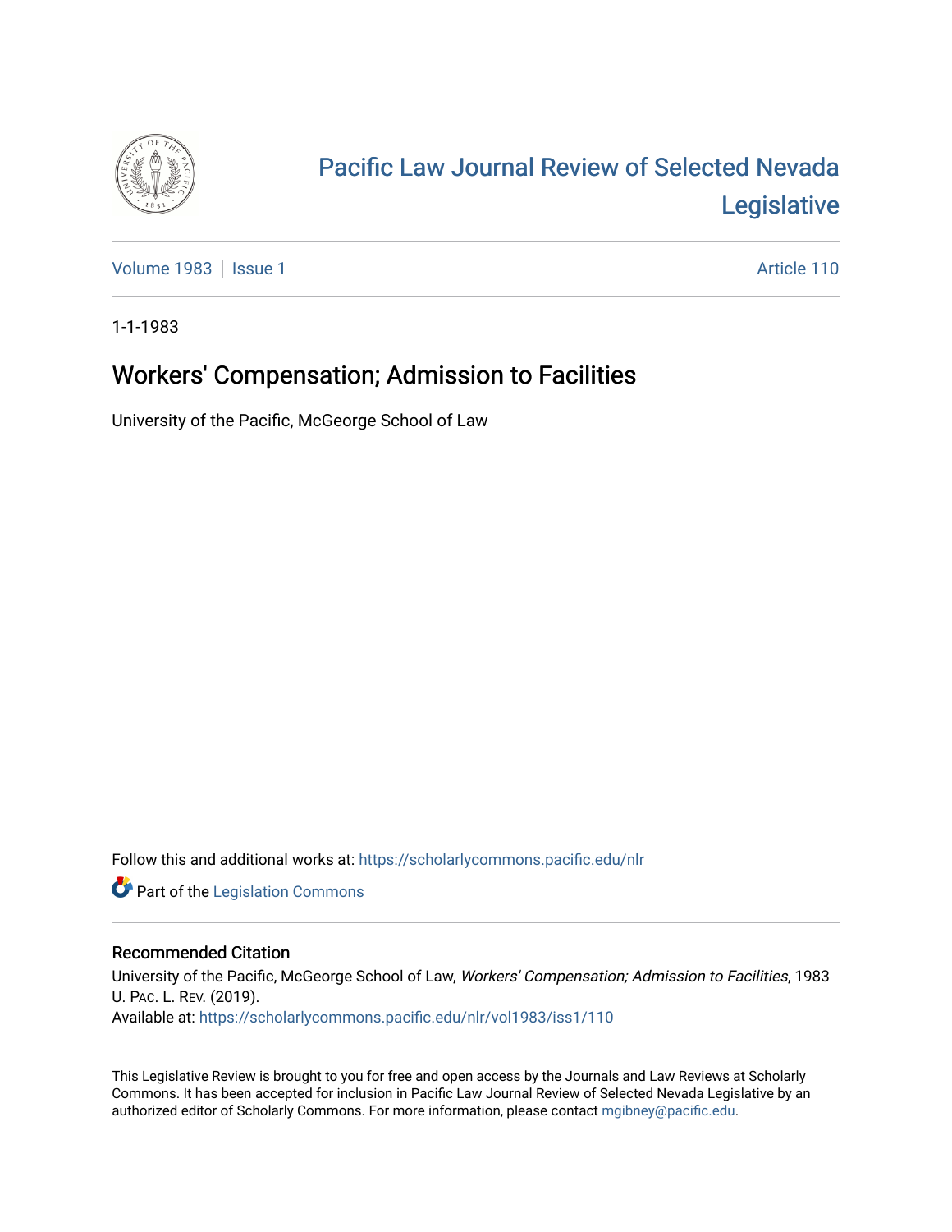Pacific Law Journal Review of Selected Nevada Legislative

Volume 1983 | Issue 1 Article 110

1-1-1983

# Workers' Compensation; Admission to Facilities

University of the Pacific, McGeorge School of Law

Follow this and additional works at: https://scholarlycommons.pacific.edu/nlr

Part of the Legislation Commons

## Recommended Citation

University of the Pacific, McGeorge School of Law, *Workers' Compensation; Admission to Facilities*, 1983 U. PAC. L. REV. (2019).
Available at: https://scholarlycommons.pacific.edu/nlr/vol1983/iss1/110

This Legislative Review is brought to you for free and open access by the Journals and Law Reviews at Scholarly Commons. It has been accepted for inclusion in Pacific Law Journal Review of Selected Nevada Legislative by an authorized editor of Scholarly Commons. For more information, please contact mgibney@pacific.edu.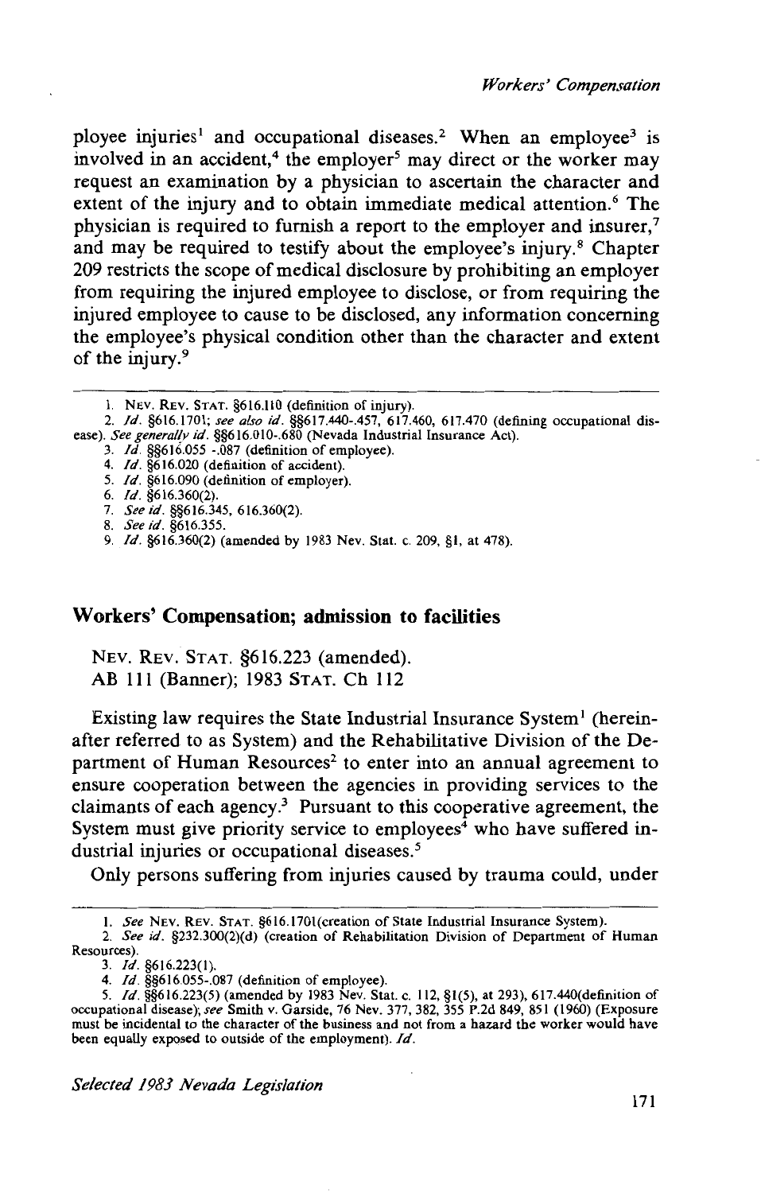ployee injuries[1] and occupational diseases.[2] When an employee[3] is involved in an accident,[4] the employer[5] may direct or the worker may request an examination by a physician to ascertain the character and extent of the injury and to obtain immediate medical attention.[6] The physician is required to furnish a report to the employer and insurer,[7] and may be required to testify about the employee's injury.[8] Chapter 209 restricts the scope of medical disclosure by prohibiting an employer from requiring the injured employee to disclose, or from requiring the injured employee to cause to be disclosed, any information concerning the employee's physical condition other than the character and extent of the injury.[9]

---

1. NEV. REV. STAT. §616.110 (definition of injury).
2. *Id.* §616.1701; *see also id.* §§617.440-.457, 617.460, 617.470 (defining occupational disease). *See generally id.* §§616.010-.680 (Nevada Industrial Insurance Act).
3. *Id.* §§616.055 -.087 (definition of employee).
4. *Id.* §616.020 (definition of accident).
5. *Id.* §616.090 (definition of employer).
6. *Id.* §616.360(2).
7. *See id.* §§616.345, 616.360(2).
8. *See id.* §616.355.
9. *Id.* §616.360(2) (amended by 1983 Nev. Stat. c. 209, §1, at 478).

## Workers' Compensation; admission to facilities

NEV. REV. STAT. §616.223 (amended).
AB 111 (Banner); 1983 STAT. Ch 112

Existing law requires the State Industrial Insurance System[1] (hereinafter referred to as System) and the Rehabilitative Division of the Department of Human Resources[2] to enter into an annual agreement to ensure cooperation between the agencies in providing services to the claimants of each agency.[3] Pursuant to this cooperative agreement, the System must give priority service to employees[4] who have suffered industrial injuries or occupational diseases.[5]

Only persons suffering from injuries caused by trauma could, under

---

1. *See* NEV. REV. STAT. §616.1701(creation of State Industrial Insurance System).
2. *See id.* §232.300(2)(d) (creation of Rehabilitation Division of Department of Human Resources).
3. *Id.* §616.223(1).
4. *Id.* §§616.055-.087 (definition of employee).
5. *Id.* §§616.223(5) (amended by 1983 Nev. Stat. c. 112, §1(5), at 293), 617.440(definition of occupational disease); *see* Smith v. Garside, 76 Nev. 377, 382, 355 P.2d 849, 851 (1960) (Exposure must be incidental to the character of the business and not from a hazard the worker would have been equally exposed to outside of the employment). *Id.*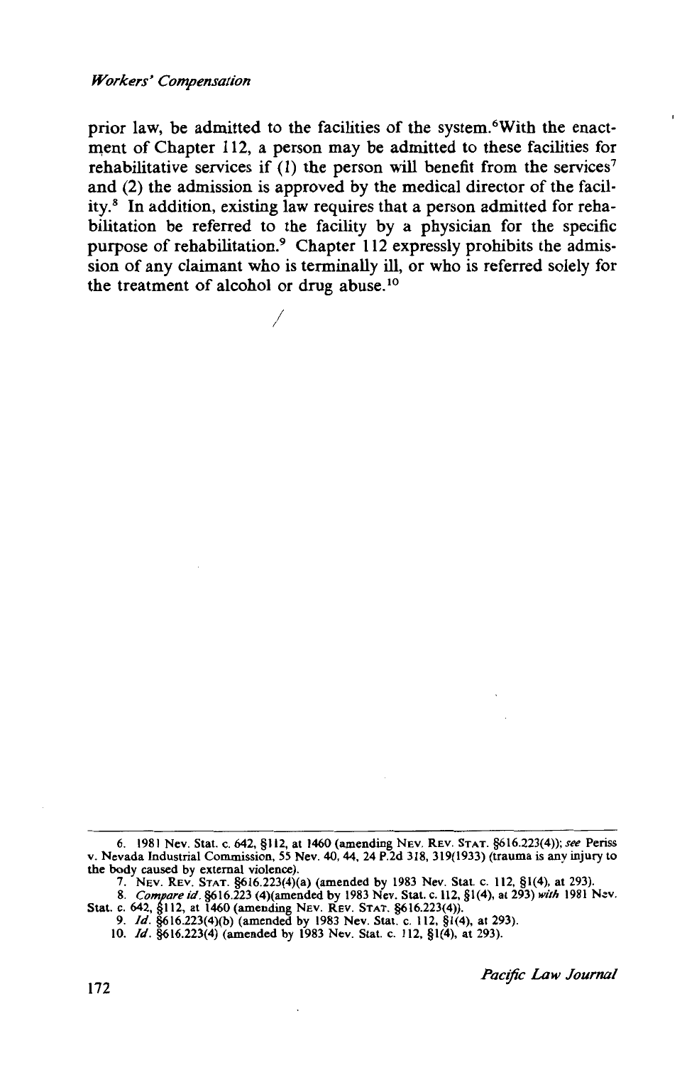prior law, be admitted to the facilities of the system.[6] With the enactment of Chapter 112, a person may be admitted to these facilities for rehabilitative services if (1) the person will benefit from the services[7] and (2) the admission is approved by the medical director of the facility.[8] In addition, existing law requires that a person admitted for rehabilitation be referred to the facility by a physician for the specific purpose of rehabilitation.[9] Chapter 112 expressly prohibits the admission of any claimant who is terminally ill, or who is referred solely for the treatment of alcohol or drug abuse.[10]

---

6. 1981 Nev. Stat. c. 642, §112, at 1460 (amending NEV. REV. STAT. §616.223(4)); *see* Periss v. Nevada Industrial Commission, 55 Nev. 40, 44, 24 P.2d 318, 319(1933) (trauma is any injury to the body caused by external violence).

7. NEV. REV. STAT. §616.223(4)(a) (amended by 1983 Nev. Stat. c. 112, §1(4), at 293).

8. *Compare id.* §616.223 (4)(amended by 1983 Nev. Stat. c. 112, §1(4), at 293) *with* 1981 Nev. Stat. c. 642, §112, at 1460 (amending NEV. REV. STAT. §616.223(4)).

9. *Id.* §616.223(4)(b) (amended by 1983 Nev. Stat. c. 112, §1(4), at 293).

10. *Id.* §616.223(4) (amended by 1983 Nev. Stat. c. 112, §1(4), at 293).